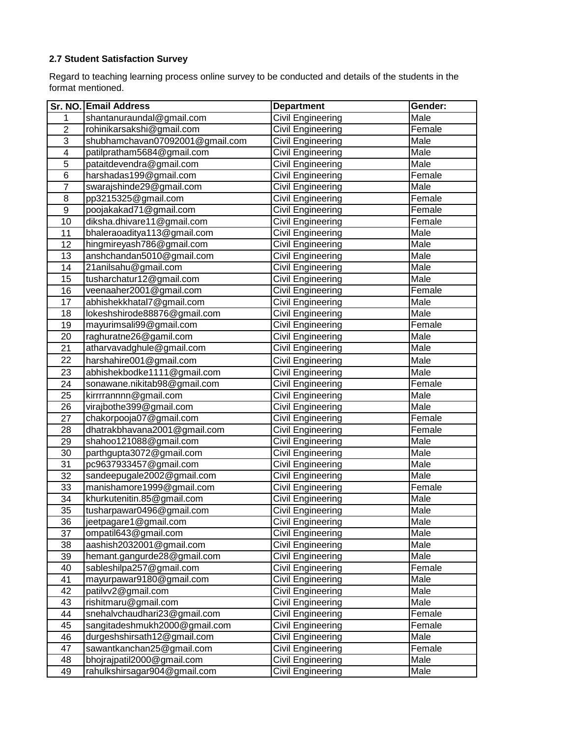**2.7 Student Satisfaction Survey**

Regard to teaching learning process online survey to be conducted and details of the students in the format mentioned.

| Sr. NO. | Email Address | Department | Gender: |
|---|---|---|---|
| 1 | shantanuraundal@gmail.com | Civil Engineering | Male |
| 2 | rohinikarsakshi@gmail.com | Civil Engineering | Female |
| 3 | shubhamchavan07092001@gmail.com | Civil Engineering | Male |
| 4 | patilpratham5684@gmail.com | Civil Engineering | Male |
| 5 | pataitdevendra@gmail.com | Civil Engineering | Male |
| 6 | harshadas199@gmail.com | Civil Engineering | Female |
| 7 | swarajshinde29@gmail.com | Civil Engineering | Male |
| 8 | pp3215325@gmail.com | Civil Engineering | Female |
| 9 | poojakakad71@gmail.com | Civil Engineering | Female |
| 10 | diksha.dhivare11@gmail.com | Civil Engineering | Female |
| 11 | bhaleraoaditya113@gmail.com | Civil Engineering | Male |
| 12 | hingmireyash786@gmail.com | Civil Engineering | Male |
| 13 | anshchandan5010@gmail.com | Civil Engineering | Male |
| 14 | 21anilsahu@gmail.com | Civil Engineering | Male |
| 15 | tusharchatur12@gmail.com | Civil Engineering | Male |
| 16 | veenaaher2001@gmail.com | Civil Engineering | Female |
| 17 | abhishekkhatal7@gmail.com | Civil Engineering | Male |
| 18 | lokeshshirode88876@gmail.com | Civil Engineering | Male |
| 19 | mayurimsali99@gmail.com | Civil Engineering | Female |
| 20 | raghuratne26@gamil.com | Civil Engineering | Male |
| 21 | atharvavadghule@gmail.com | Civil Engineering | Male |
| 22 | harshahire001@gmail.com | Civil Engineering | Male |
| 23 | abhishekbodke1111@gmail.com | Civil Engineering | Male |
| 24 | sonawane.nikitab98@gmail.com | Civil Engineering | Female |
| 25 | kirrrrannnn@gmail.com | Civil Engineering | Male |
| 26 | virajbothe399@gmail.com | Civil Engineering | Male |
| 27 | chakorpooja07@gmail.com | Civil Engineering | Female |
| 28 | dhatrakbhavana2001@gmail.com | Civil Engineering | Female |
| 29 | shahoo121088@gmail.com | Civil Engineering | Male |
| 30 | parthgupta3072@gmail.com | Civil Engineering | Male |
| 31 | pc9637933457@gmail.com | Civil Engineering | Male |
| 32 | sandeepugale2002@gmail.com | Civil Engineering | Male |
| 33 | manishamore1999@gmail.com | Civil Engineering | Female |
| 34 | khurkutenitin.85@gmail.com | Civil Engineering | Male |
| 35 | tusharpawar0496@gmail.com | Civil Engineering | Male |
| 36 | jeetpagare1@gmail.com | Civil Engineering | Male |
| 37 | ompatil643@gmail.com | Civil Engineering | Male |
| 38 | aashish2032001@gmail.com | Civil Engineering | Male |
| 39 | hemant.gangurde28@gmail.com | Civil Engineering | Male |
| 40 | sableshilpa257@gmail.com | Civil Engineering | Female |
| 41 | mayurpawar9180@gmail.com | Civil Engineering | Male |
| 42 | patilvv2@gmail.com | Civil Engineering | Male |
| 43 | rishitmaru@gmail.com | Civil Engineering | Male |
| 44 | snehalvchaudhari23@gmail.com | Civil Engineering | Female |
| 45 | sangitadeshmukh2000@gmail.com | Civil Engineering | Female |
| 46 | durgeshshirsath12@gmail.com | Civil Engineering | Male |
| 47 | sawantkanchan25@gmail.com | Civil Engineering | Female |
| 48 | bhojrajpatil2000@gmail.com | Civil Engineering | Male |
| 49 | rahulkshirsagar904@gmail.com | Civil Engineering | Male |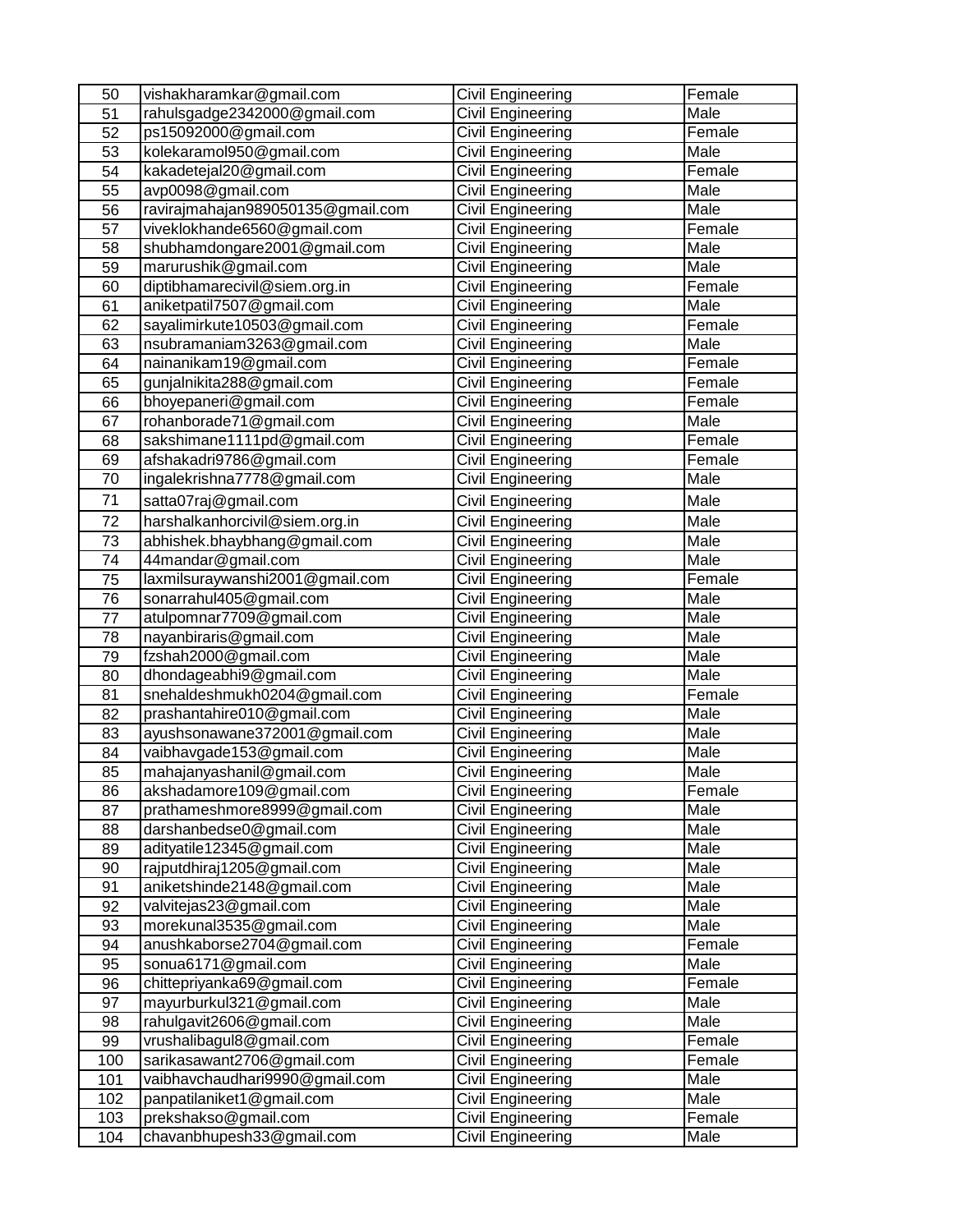| 50 | vishakharamkar@gmail.com | Civil Engineering | Female |
|---|---|---|---|
| 51 | rahulsgadge2342000@gmail.com | Civil Engineering | Male |
| 52 | ps15092000@gmail.com | Civil Engineering | Female |
| 53 | kolekaramol950@gmail.com | Civil Engineering | Male |
| 54 | kakadetejal20@gmail.com | Civil Engineering | Female |
| 55 | avp0098@gmail.com | Civil Engineering | Male |
| 56 | ravirajmahajan989050135@gmail.com | Civil Engineering | Male |
| 57 | viveklokhande6560@gmail.com | Civil Engineering | Female |
| 58 | shubhamdongare2001@gmail.com | Civil Engineering | Male |
| 59 | marurushik@gmail.com | Civil Engineering | Male |
| 60 | diptibhamarecivil@siem.org.in | Civil Engineering | Female |
| 61 | aniketpatil7507@gmail.com | Civil Engineering | Male |
| 62 | sayalimirkute10503@gmail.com | Civil Engineering | Female |
| 63 | nsubramaniam3263@gmail.com | Civil Engineering | Male |
| 64 | nainanikam19@gmail.com | Civil Engineering | Female |
| 65 | gunjalnikita288@gmail.com | Civil Engineering | Female |
| 66 | bhoyepaneri@gmail.com | Civil Engineering | Female |
| 67 | rohanborade71@gmail.com | Civil Engineering | Male |
| 68 | sakshimane1111pd@gmail.com | Civil Engineering | Female |
| 69 | afshakadri9786@gmail.com | Civil Engineering | Female |
| 70 | ingalekrishna7778@gmail.com | Civil Engineering | Male |
| 71 | satta07raj@gmail.com | Civil Engineering | Male |
| 72 | harshalkanhorcivil@siem.org.in | Civil Engineering | Male |
| 73 | abhishek.bhaybhang@gmail.com | Civil Engineering | Male |
| 74 | 44mandar@gmail.com | Civil Engineering | Male |
| 75 | laxmilsuraywanshi2001@gmail.com | Civil Engineering | Female |
| 76 | sonarrahul405@gmail.com | Civil Engineering | Male |
| 77 | atulpomnar7709@gmail.com | Civil Engineering | Male |
| 78 | nayanbiraris@gmail.com | Civil Engineering | Male |
| 79 | fzshah2000@gmail.com | Civil Engineering | Male |
| 80 | dhondageabhi9@gmail.com | Civil Engineering | Male |
| 81 | snehaldeshmukh0204@gmail.com | Civil Engineering | Female |
| 82 | prashantahire010@gmail.com | Civil Engineering | Male |
| 83 | ayushsonawane372001@gmail.com | Civil Engineering | Male |
| 84 | vaibhavgade153@gmail.com | Civil Engineering | Male |
| 85 | mahajanyashanil@gmail.com | Civil Engineering | Male |
| 86 | akshadamore109@gmail.com | Civil Engineering | Female |
| 87 | prathameshmore8999@gmail.com | Civil Engineering | Male |
| 88 | darshanbedse0@gmail.com | Civil Engineering | Male |
| 89 | adityatile12345@gmail.com | Civil Engineering | Male |
| 90 | rajputdhiraj1205@gmail.com | Civil Engineering | Male |
| 91 | aniketshinde2148@gmail.com | Civil Engineering | Male |
| 92 | valvitejas23@gmail.com | Civil Engineering | Male |
| 93 | morekunal3535@gmail.com | Civil Engineering | Male |
| 94 | anushkaborse2704@gmail.com | Civil Engineering | Female |
| 95 | sonua6171@gmail.com | Civil Engineering | Male |
| 96 | chittepriyanka69@gmail.com | Civil Engineering | Female |
| 97 | mayurburkul321@gmail.com | Civil Engineering | Male |
| 98 | rahulgavit2606@gmail.com | Civil Engineering | Male |
| 99 | vrushalibagul8@gmail.com | Civil Engineering | Female |
| 100 | sarikasawant2706@gmail.com | Civil Engineering | Female |
| 101 | vaibhavchaudhari9990@gmail.com | Civil Engineering | Male |
| 102 | panpatilaniket1@gmail.com | Civil Engineering | Male |
| 103 | prekshakso@gmail.com | Civil Engineering | Female |
| 104 | chavanbhupesh33@gmail.com | Civil Engineering | Male |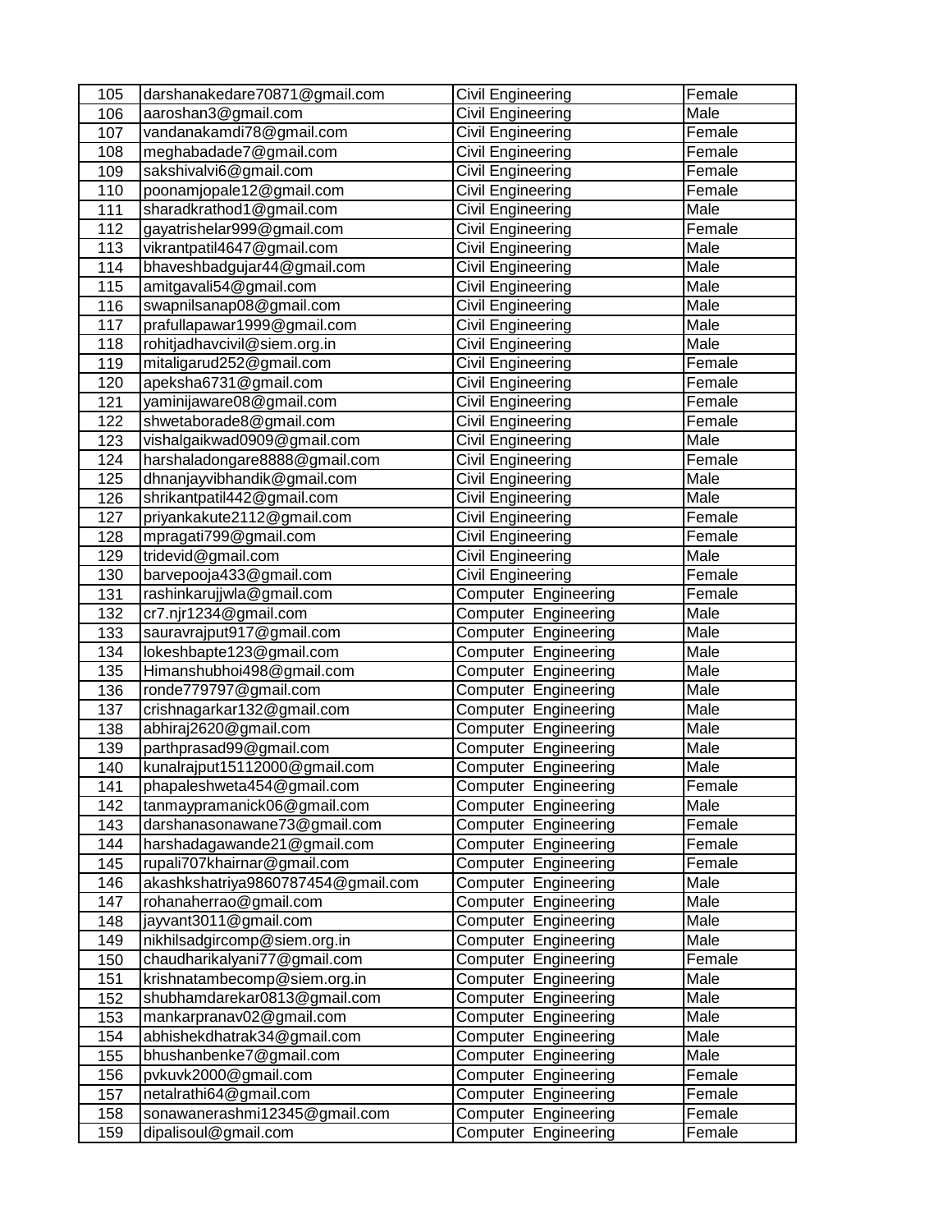| 105 | darshanakedare70871@gmail.com | Civil Engineering | Female |
|---|---|---|---|
| 106 | aaroshan3@gmail.com | Civil Engineering | Male |
| 107 | vandanakamdi78@gmail.com | Civil Engineering | Female |
| 108 | meghabadade7@gmail.com | Civil Engineering | Female |
| 109 | sakshivalvi6@gmail.com | Civil Engineering | Female |
| 110 | poonamjopale12@gmail.com | Civil Engineering | Female |
| 111 | sharadkrathod1@gmail.com | Civil Engineering | Male |
| 112 | gayatrishelar999@gmail.com | Civil Engineering | Female |
| 113 | vikrantpatil4647@gmail.com | Civil Engineering | Male |
| 114 | bhaveshbadgujar44@gmail.com | Civil Engineering | Male |
| 115 | amitgavali54@gmail.com | Civil Engineering | Male |
| 116 | swapnilsanap08@gmail.com | Civil Engineering | Male |
| 117 | prafullapawar1999@gmail.com | Civil Engineering | Male |
| 118 | rohitjadhavcivil@siem.org.in | Civil Engineering | Male |
| 119 | mitaligarud252@gmail.com | Civil Engineering | Female |
| 120 | apeksha6731@gmail.com | Civil Engineering | Female |
| 121 | yaminijaware08@gmail.com | Civil Engineering | Female |
| 122 | shwetaborade8@gmail.com | Civil Engineering | Female |
| 123 | vishalgaikwad0909@gmail.com | Civil Engineering | Male |
| 124 | harshaladongare8888@gmail.com | Civil Engineering | Female |
| 125 | dhnanjayvibhandik@gmail.com | Civil Engineering | Male |
| 126 | shrikantpatil442@gmail.com | Civil Engineering | Male |
| 127 | priyankakute2112@gmail.com | Civil Engineering | Female |
| 128 | mpragati799@gmail.com | Civil Engineering | Female |
| 129 | tridevid@gmail.com | Civil Engineering | Male |
| 130 | barvepooja433@gmail.com | Civil Engineering | Female |
| 131 | rashinkarujjwla@gmail.com | Computer Engineering | Female |
| 132 | cr7.njr1234@gmail.com | Computer Engineering | Male |
| 133 | sauravrajput917@gmail.com | Computer Engineering | Male |
| 134 | lokeshbapte123@gmail.com | Computer Engineering | Male |
| 135 | Himanshubhoi498@gmail.com | Computer Engineering | Male |
| 136 | ronde779797@gmail.com | Computer Engineering | Male |
| 137 | crishnagarkar132@gmail.com | Computer Engineering | Male |
| 138 | abhiraj2620@gmail.com | Computer Engineering | Male |
| 139 | parthprasad99@gmail.com | Computer Engineering | Male |
| 140 | kunalrajput15112000@gmail.com | Computer Engineering | Male |
| 141 | phapaleshweta454@gmail.com | Computer Engineering | Female |
| 142 | tanmaypramanick06@gmail.com | Computer Engineering | Male |
| 143 | darshanasonawane73@gmail.com | Computer Engineering | Female |
| 144 | harshadagawande21@gmail.com | Computer Engineering | Female |
| 145 | rupali707khairnar@gmail.com | Computer Engineering | Female |
| 146 | akashkshatriya9860787454@gmail.com | Computer Engineering | Male |
| 147 | rohanaherrao@gmail.com | Computer Engineering | Male |
| 148 | jayvant3011@gmail.com | Computer Engineering | Male |
| 149 | nikhilsadgircomp@siem.org.in | Computer Engineering | Male |
| 150 | chaudharikalyani77@gmail.com | Computer Engineering | Female |
| 151 | krishnatambecomp@siem.org.in | Computer Engineering | Male |
| 152 | shubhamdarekar0813@gmail.com | Computer Engineering | Male |
| 153 | mankarpranav02@gmail.com | Computer Engineering | Male |
| 154 | abhishekdhatrak34@gmail.com | Computer Engineering | Male |
| 155 | bhushanbenke7@gmail.com | Computer Engineering | Male |
| 156 | pvkuvk2000@gmail.com | Computer Engineering | Female |
| 157 | netalrathi64@gmail.com | Computer Engineering | Female |
| 158 | sonawanerashmi12345@gmail.com | Computer Engineering | Female |
| 159 | dipalisoul@gmail.com | Computer Engineering | Female |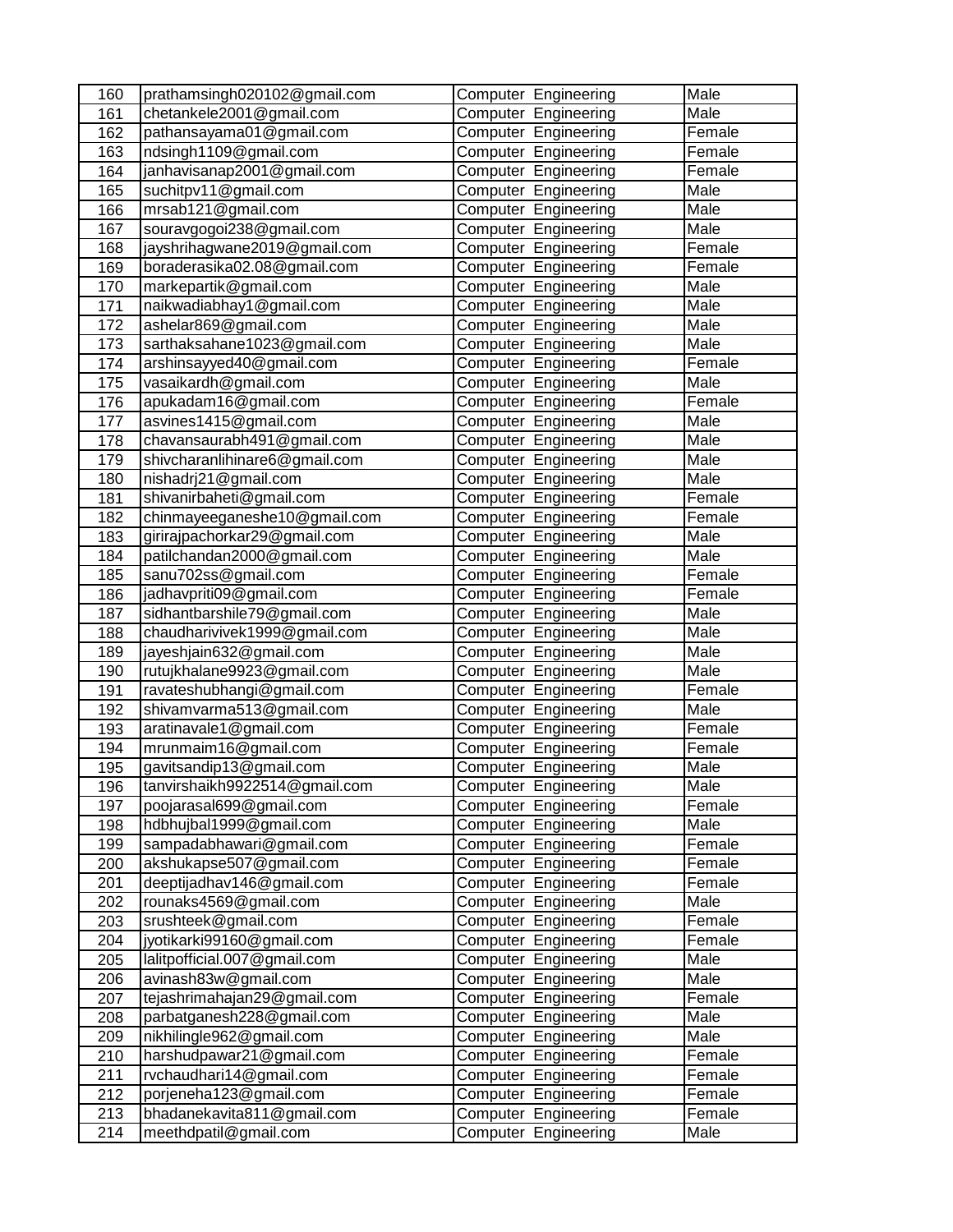| 160 | prathamsingh020102@gmail.com | Computer Engineering | Male |
|---|---|---|---|
| 161 | chetankele2001@gmail.com | Computer Engineering | Male |
| 162 | pathansayama01@gmail.com | Computer Engineering | Female |
| 163 | ndsingh1109@gmail.com | Computer Engineering | Female |
| 164 | janhavisanap2001@gmail.com | Computer Engineering | Female |
| 165 | suchitpv11@gmail.com | Computer Engineering | Male |
| 166 | mrsab121@gmail.com | Computer Engineering | Male |
| 167 | souravgogoi238@gmail.com | Computer Engineering | Male |
| 168 | jayshrihagwane2019@gmail.com | Computer Engineering | Female |
| 169 | boraderasika02.08@gmail.com | Computer Engineering | Female |
| 170 | markepartik@gmail.com | Computer Engineering | Male |
| 171 | naikwadiabhay1@gmail.com | Computer Engineering | Male |
| 172 | ashelar869@gmail.com | Computer Engineering | Male |
| 173 | sarthaksahane1023@gmail.com | Computer Engineering | Male |
| 174 | arshinsayyed40@gmail.com | Computer Engineering | Female |
| 175 | vasaikardh@gmail.com | Computer Engineering | Male |
| 176 | apukadam16@gmail.com | Computer Engineering | Female |
| 177 | asvines1415@gmail.com | Computer Engineering | Male |
| 178 | chavansaurabh491@gmail.com | Computer Engineering | Male |
| 179 | shivcharanlihinare6@gmail.com | Computer Engineering | Male |
| 180 | nishadrj21@gmail.com | Computer Engineering | Male |
| 181 | shivanirbaheti@gmail.com | Computer Engineering | Female |
| 182 | chinmayeeganeshe10@gmail.com | Computer Engineering | Female |
| 183 | girirajpachorkar29@gmail.com | Computer Engineering | Male |
| 184 | patilchandan2000@gmail.com | Computer Engineering | Male |
| 185 | sanu702ss@gmail.com | Computer Engineering | Female |
| 186 | jadhavpriti09@gmail.com | Computer Engineering | Female |
| 187 | sidhantbarshile79@gmail.com | Computer Engineering | Male |
| 188 | chaudharivivek1999@gmail.com | Computer Engineering | Male |
| 189 | jayeshjain632@gmail.com | Computer Engineering | Male |
| 190 | rutujkhalane9923@gmail.com | Computer Engineering | Male |
| 191 | ravateshubhangi@gmail.com | Computer Engineering | Female |
| 192 | shivamvarma513@gmail.com | Computer Engineering | Male |
| 193 | aratinavale1@gmail.com | Computer Engineering | Female |
| 194 | mrunmaim16@gmail.com | Computer Engineering | Female |
| 195 | gavitsandip13@gmail.com | Computer Engineering | Male |
| 196 | tanvirshaikh9922514@gmail.com | Computer Engineering | Male |
| 197 | poojarasal699@gmail.com | Computer Engineering | Female |
| 198 | hdbhujbal1999@gmail.com | Computer Engineering | Male |
| 199 | sampadabhawari@gmail.com | Computer Engineering | Female |
| 200 | akshukapse507@gmail.com | Computer Engineering | Female |
| 201 | deeptijadhav146@gmail.com | Computer Engineering | Female |
| 202 | rounaks4569@gmail.com | Computer Engineering | Male |
| 203 | srushteek@gmail.com | Computer Engineering | Female |
| 204 | jyotikarki99160@gmail.com | Computer Engineering | Female |
| 205 | lalitpofficial.007@gmail.com | Computer Engineering | Male |
| 206 | avinash83w@gmail.com | Computer Engineering | Male |
| 207 | tejashrimahajan29@gmail.com | Computer Engineering | Female |
| 208 | parbatganesh228@gmail.com | Computer Engineering | Male |
| 209 | nikhilingle962@gmail.com | Computer Engineering | Male |
| 210 | harshudpawar21@gmail.com | Computer Engineering | Female |
| 211 | rvchaudhari14@gmail.com | Computer Engineering | Female |
| 212 | porjeneha123@gmail.com | Computer Engineering | Female |
| 213 | bhadanekavita811@gmail.com | Computer Engineering | Female |
| 214 | meethdpatil@gmail.com | Computer Engineering | Male |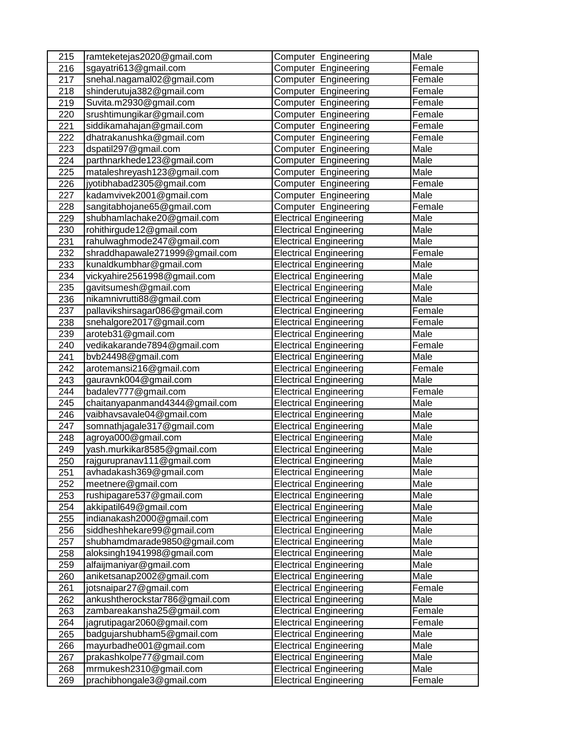| 215 | ramteketejas2020@gmail.com | Computer  Engineering | Male |
|---|---|---|---|
| 216 | sgayatri613@gmail.com | Computer  Engineering | Female |
| 217 | snehal.nagamal02@gmail.com | Computer  Engineering | Female |
| 218 | shinderutuja382@gmail.com | Computer  Engineering | Female |
| 219 | Suvita.m2930@gmail.com | Computer  Engineering | Female |
| 220 | srushtimungikar@gmail.com | Computer  Engineering | Female |
| 221 | siddikamahajan@gmail.com | Computer  Engineering | Female |
| 222 | dhatrakanushka@gmail.com | Computer  Engineering | Female |
| 223 | dspatil297@gmail.com | Computer  Engineering | Male |
| 224 | parthnarkhede123@gmail.com | Computer  Engineering | Male |
| 225 | mataleshreyash123@gmail.com | Computer  Engineering | Male |
| 226 | jyotibhabad2305@gmail.com | Computer  Engineering | Female |
| 227 | kadamvivek2001@gmail.com | Computer  Engineering | Male |
| 228 | sangitabhojane65@gmail.com | Computer  Engineering | Female |
| 229 | shubhamlachake20@gmail.com | Electrical Engineering | Male |
| 230 | rohithirgude12@gmail.com | Electrical Engineering | Male |
| 231 | rahulwaghmode247@gmail.com | Electrical Engineering | Male |
| 232 | shraddhapawale271999@gmail.com | Electrical Engineering | Female |
| 233 | kunaldkumbhar@gmail.com | Electrical Engineering | Male |
| 234 | vickyahire2561998@gmail.com | Electrical Engineering | Male |
| 235 | gavitsumesh@gmail.com | Electrical Engineering | Male |
| 236 | nikamnivrutti88@gmail.com | Electrical Engineering | Male |
| 237 | pallavikshirsagar086@gmail.com | Electrical Engineering | Female |
| 238 | snehalgore2017@gmail.com | Electrical Engineering | Female |
| 239 | aroteb31@gmail.com | Electrical Engineering | Male |
| 240 | vedikakarande7894@gmail.com | Electrical Engineering | Female |
| 241 | bvb24498@gmail.com | Electrical Engineering | Male |
| 242 | arotemansi216@gmail.com | Electrical Engineering | Female |
| 243 | gauravnk004@gmail.com | Electrical Engineering | Male |
| 244 | badalev777@gmail.com | Electrical Engineering | Female |
| 245 | chaitanyapanmand4344@gmail.com | Electrical Engineering | Male |
| 246 | vaibhavsavale04@gmail.com | Electrical Engineering | Male |
| 247 | somnathjagale317@gmail.com | Electrical Engineering | Male |
| 248 | agroya000@gmail.com | Electrical Engineering | Male |
| 249 | yash.murkikar8585@gmail.com | Electrical Engineering | Male |
| 250 | rajgurupranav111@gmail.com | Electrical Engineering | Male |
| 251 | avhadakash369@gmail.com | Electrical Engineering | Male |
| 252 | meetnere@gmail.com | Electrical Engineering | Male |
| 253 | rushipagare537@gmail.com | Electrical Engineering | Male |
| 254 | akkipatil649@gmail.com | Electrical Engineering | Male |
| 255 | indianakash2000@gmail.com | Electrical Engineering | Male |
| 256 | siddheshhekare99@gmail.com | Electrical Engineering | Male |
| 257 | shubhamdmarade9850@gmail.com | Electrical Engineering | Male |
| 258 | aloksingh1941998@gmail.com | Electrical Engineering | Male |
| 259 | alfaijmaniyar@gmail.com | Electrical Engineering | Male |
| 260 | aniketsanap2002@gmail.com | Electrical Engineering | Male |
| 261 | jotsnaipar27@gmail.com | Electrical Engineering | Female |
| 262 | ankushtherockstar786@gmail.com | Electrical Engineering | Male |
| 263 | zambareakansha25@gmail.com | Electrical Engineering | Female |
| 264 | jagrutipagar2060@gmail.com | Electrical Engineering | Female |
| 265 | badgujarshubham5@gmail.com | Electrical Engineering | Male |
| 266 | mayurbadhe001@gmail.com | Electrical Engineering | Male |
| 267 | prakashkolpe77@gmail.com | Electrical Engineering | Male |
| 268 | mrmukesh2310@gmail.com | Electrical Engineering | Male |
| 269 | prachibhongale3@gmail.com | Electrical Engineering | Female |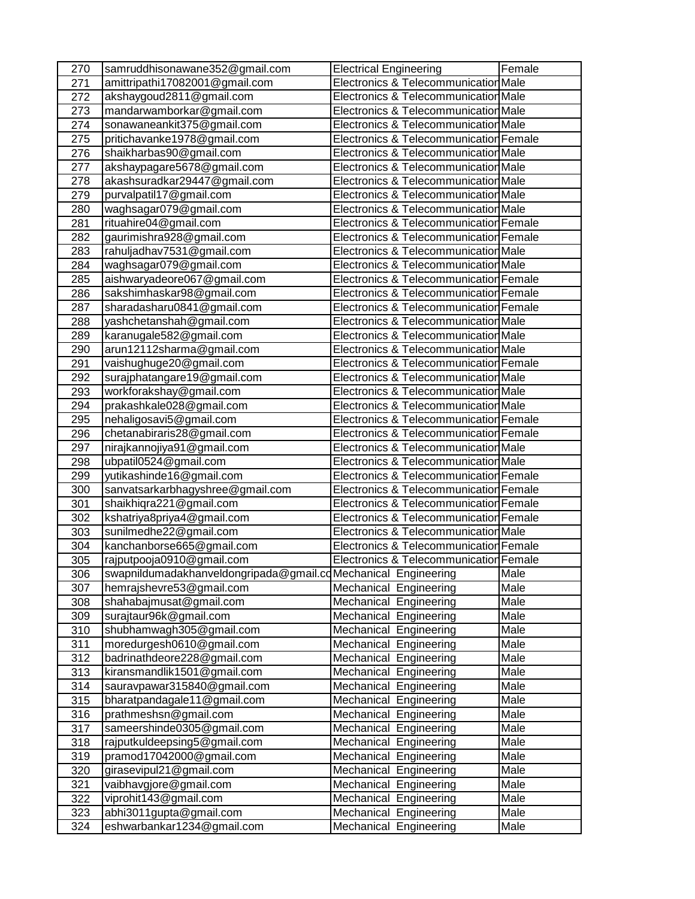| 270 | samruddhisonawane352@gmail.com | Electrical Engineering | Female |
|---|---|---|---|
| 271 | amittripathi17082001@gmail.com | Electronics & Telecommunication | Male |
| 272 | akshaygoud2811@gmail.com | Electronics & Telecommunication | Male |
| 273 | mandarwamborkar@gmail.com | Electronics & Telecommunication | Male |
| 274 | sonawaneankit375@gmail.com | Electronics & Telecommunication | Male |
| 275 | pritichavanke1978@gmail.com | Electronics & Telecommunication | Female |
| 276 | shaikharbas90@gmail.com | Electronics & Telecommunication | Male |
| 277 | akshaypagare5678@gmail.com | Electronics & Telecommunication | Male |
| 278 | akashsuradkar29447@gmail.com | Electronics & Telecommunication | Male |
| 279 | purvalpatil17@gmail.com | Electronics & Telecommunication | Male |
| 280 | waghsagar079@gmail.com | Electronics & Telecommunication | Male |
| 281 | rituahire04@gmail.com | Electronics & Telecommunication | Female |
| 282 | gaurimishra928@gmail.com | Electronics & Telecommunication | Female |
| 283 | rahuljadhav7531@gmail.com | Electronics & Telecommunication | Male |
| 284 | waghsagar079@gmail.com | Electronics & Telecommunication | Male |
| 285 | aishwaryadeore067@gmail.com | Electronics & Telecommunication | Female |
| 286 | sakshimhaskar98@gmail.com | Electronics & Telecommunication | Female |
| 287 | sharadasharu0841@gmail.com | Electronics & Telecommunication | Female |
| 288 | yashchetanshah@gmail.com | Electronics & Telecommunication | Male |
| 289 | karanugale582@gmail.com | Electronics & Telecommunication | Male |
| 290 | arun12112sharma@gmail.com | Electronics & Telecommunication | Male |
| 291 | vaishughuge20@gmail.com | Electronics & Telecommunication | Female |
| 292 | surajphatangare19@gmail.com | Electronics & Telecommunication | Male |
| 293 | workforakshay@gmail.com | Electronics & Telecommunication | Male |
| 294 | prakashkale028@gmail.com | Electronics & Telecommunication | Male |
| 295 | nehaligosavi5@gmail.com | Electronics & Telecommunication | Female |
| 296 | chetanabiraris28@gmail.com | Electronics & Telecommunication | Female |
| 297 | nirajkannojiya91@gmail.com | Electronics & Telecommunication | Male |
| 298 | ubpatil0524@gmail.com | Electronics & Telecommunication | Male |
| 299 | yutikashinde16@gmail.com | Electronics & Telecommunication | Female |
| 300 | sanvatsarkarbhagyshree@gmail.com | Electronics & Telecommunication | Female |
| 301 | shaikhiqra221@gmail.com | Electronics & Telecommunication | Female |
| 302 | kshatriya8priya4@gmail.com | Electronics & Telecommunication | Female |
| 303 | sunilmedhe22@gmail.com | Electronics & Telecommunication | Male |
| 304 | kanchanborse665@gmail.com | Electronics & Telecommunication | Female |
| 305 | rajputpooja0910@gmail.com | Electronics & Telecommunication | Female |
| 306 | swapnildumadakhanveldongripada@gmail.co | Mechanical Engineering | Male |
| 307 | hemrajshevre53@gmail.com | Mechanical Engineering | Male |
| 308 | shahabajmusat@gmail.com | Mechanical Engineering | Male |
| 309 | surajtaur96k@gmail.com | Mechanical Engineering | Male |
| 310 | shubhamwagh305@gmail.com | Mechanical Engineering | Male |
| 311 | moredurgesh0610@gmail.com | Mechanical Engineering | Male |
| 312 | badrinathdeore228@gmail.com | Mechanical Engineering | Male |
| 313 | kiransmandlik1501@gmail.com | Mechanical Engineering | Male |
| 314 | sauravpawar315840@gmail.com | Mechanical Engineering | Male |
| 315 | bharatpandagale11@gmail.com | Mechanical Engineering | Male |
| 316 | prathmeshsn@gmail.com | Mechanical Engineering | Male |
| 317 | sameershinde0305@gmail.com | Mechanical Engineering | Male |
| 318 | rajputkuldeepsing5@gmail.com | Mechanical Engineering | Male |
| 319 | pramod17042000@gmail.com | Mechanical Engineering | Male |
| 320 | girasevipul21@gmail.com | Mechanical Engineering | Male |
| 321 | vaibhavgjore@gmail.com | Mechanical Engineering | Male |
| 322 | viprohit143@gmail.com | Mechanical Engineering | Male |
| 323 | abhi3011gupta@gmail.com | Mechanical Engineering | Male |
| 324 | eshwarbankar1234@gmail.com | Mechanical Engineering | Male |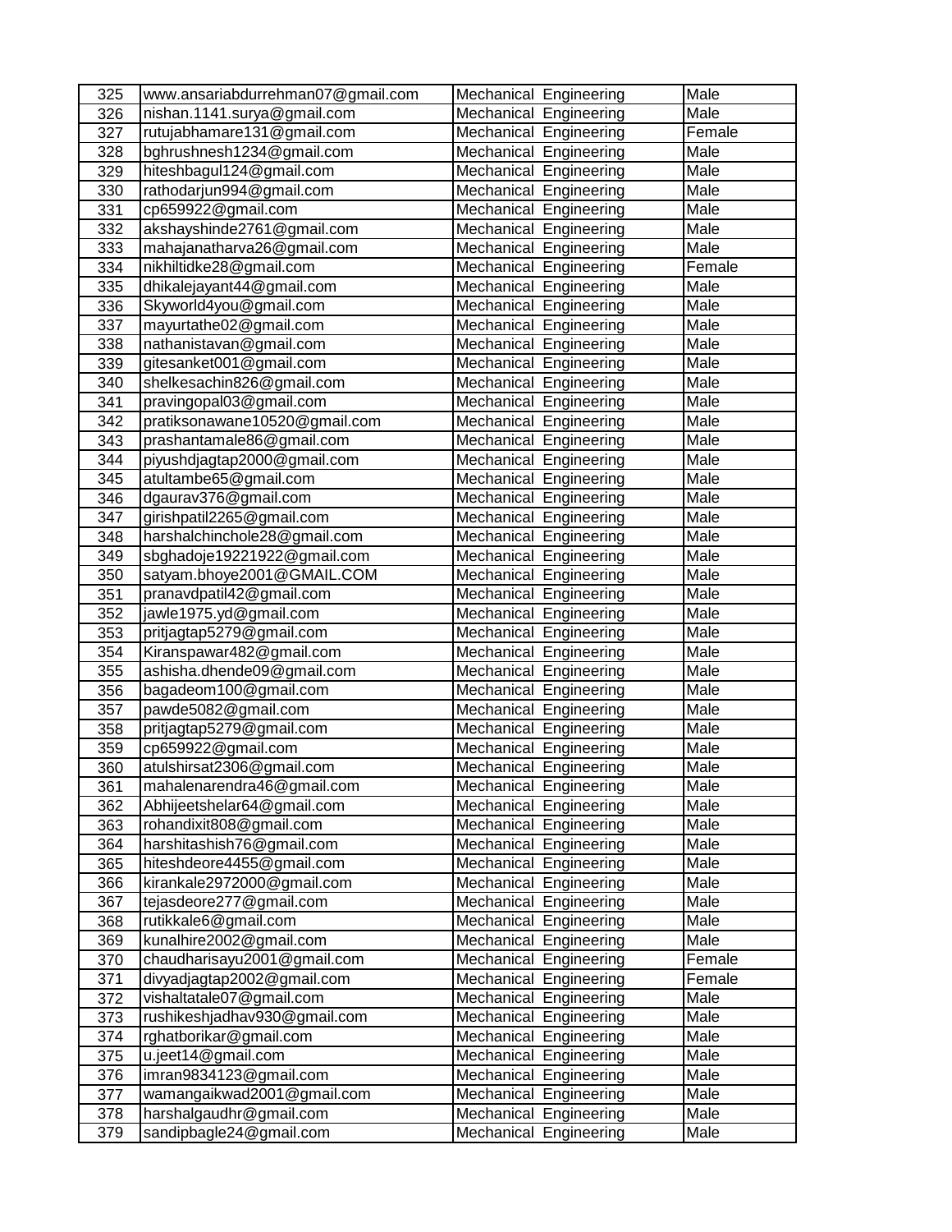| 325 | www.ansariabdurrehman07@gmail.com | Mechanical Engineering | Male |
|---|---|---|---|
| 326 | nishan.1141.surya@gmail.com | Mechanical Engineering | Male |
| 327 | rutujabhamare131@gmail.com | Mechanical Engineering | Female |
| 328 | bghrushnesh1234@gmail.com | Mechanical Engineering | Male |
| 329 | hiteshbagul124@gmail.com | Mechanical Engineering | Male |
| 330 | rathodarjun994@gmail.com | Mechanical Engineering | Male |
| 331 | cp659922@gmail.com | Mechanical Engineering | Male |
| 332 | akshayshinde2761@gmail.com | Mechanical Engineering | Male |
| 333 | mahajanatharva26@gmail.com | Mechanical Engineering | Male |
| 334 | nikhiltidke28@gmail.com | Mechanical Engineering | Female |
| 335 | dhikalejayant44@gmail.com | Mechanical Engineering | Male |
| 336 | Skyworld4you@gmail.com | Mechanical Engineering | Male |
| 337 | mayurtathe02@gmail.com | Mechanical Engineering | Male |
| 338 | nathanistavan@gmail.com | Mechanical Engineering | Male |
| 339 | gitesanket001@gmail.com | Mechanical Engineering | Male |
| 340 | shelkesachin826@gmail.com | Mechanical Engineering | Male |
| 341 | pravingopal03@gmail.com | Mechanical Engineering | Male |
| 342 | pratiksonawane10520@gmail.com | Mechanical Engineering | Male |
| 343 | prashantamale86@gmail.com | Mechanical Engineering | Male |
| 344 | piyushdjagtap2000@gmail.com | Mechanical Engineering | Male |
| 345 | atultambe65@gmail.com | Mechanical Engineering | Male |
| 346 | dgaurav376@gmail.com | Mechanical Engineering | Male |
| 347 | girishpatil2265@gmail.com | Mechanical Engineering | Male |
| 348 | harshalchinchole28@gmail.com | Mechanical Engineering | Male |
| 349 | sbghadoje19221922@gmail.com | Mechanical Engineering | Male |
| 350 | satyam.bhoye2001@GMAIL.COM | Mechanical Engineering | Male |
| 351 | pranavdpatil42@gmail.com | Mechanical Engineering | Male |
| 352 | jawle1975.yd@gmail.com | Mechanical Engineering | Male |
| 353 | pritjagtap5279@gmail.com | Mechanical Engineering | Male |
| 354 | Kiranspawar482@gmail.com | Mechanical Engineering | Male |
| 355 | ashisha.dhende09@gmail.com | Mechanical Engineering | Male |
| 356 | bagadeom100@gmail.com | Mechanical Engineering | Male |
| 357 | pawde5082@gmail.com | Mechanical Engineering | Male |
| 358 | pritjagtap5279@gmail.com | Mechanical Engineering | Male |
| 359 | cp659922@gmail.com | Mechanical Engineering | Male |
| 360 | atulshirsat2306@gmail.com | Mechanical Engineering | Male |
| 361 | mahalenarendra46@gmail.com | Mechanical Engineering | Male |
| 362 | Abhijeetshelar64@gmail.com | Mechanical Engineering | Male |
| 363 | rohandixit808@gmail.com | Mechanical Engineering | Male |
| 364 | harshitashish76@gmail.com | Mechanical Engineering | Male |
| 365 | hiteshdeore4455@gmail.com | Mechanical Engineering | Male |
| 366 | kirankale2972000@gmail.com | Mechanical Engineering | Male |
| 367 | tejasdeore277@gmail.com | Mechanical Engineering | Male |
| 368 | rutikkale6@gmail.com | Mechanical Engineering | Male |
| 369 | kunalhire2002@gmail.com | Mechanical Engineering | Male |
| 370 | chaudharisayu2001@gmail.com | Mechanical Engineering | Female |
| 371 | divyadjagtap2002@gmail.com | Mechanical Engineering | Female |
| 372 | vishaltatale07@gmail.com | Mechanical Engineering | Male |
| 373 | rushikeshjadhav930@gmail.com | Mechanical Engineering | Male |
| 374 | rghatborikar@gmail.com | Mechanical Engineering | Male |
| 375 | u.jeet14@gmail.com | Mechanical Engineering | Male |
| 376 | imran9834123@gmail.com | Mechanical Engineering | Male |
| 377 | wamangaikwad2001@gmail.com | Mechanical Engineering | Male |
| 378 | harshalgaudhr@gmail.com | Mechanical Engineering | Male |
| 379 | sandipbagle24@gmail.com | Mechanical Engineering | Male |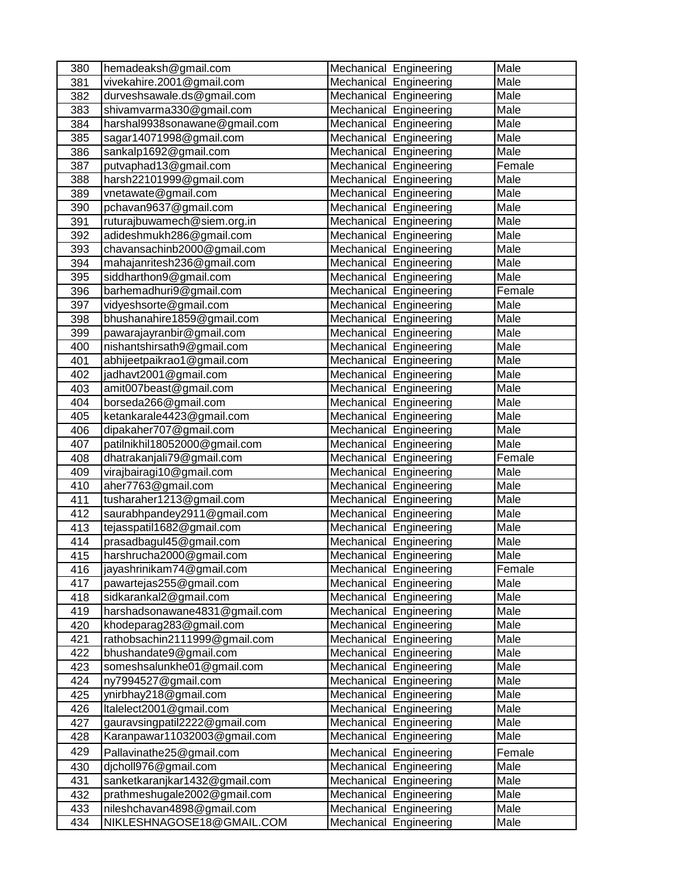| 380 | hemadeaksh@gmail.com | Mechanical Engineering | Male |
|---|---|---|---|
| 381 | vivekahire.2001@gmail.com | Mechanical Engineering | Male |
| 382 | durveshsawale.ds@gmail.com | Mechanical Engineering | Male |
| 383 | shivamvarma330@gmail.com | Mechanical Engineering | Male |
| 384 | harshal9938sonawane@gmail.com | Mechanical Engineering | Male |
| 385 | sagar14071998@gmail.com | Mechanical Engineering | Male |
| 386 | sankalp1692@gmail.com | Mechanical Engineering | Male |
| 387 | putvaphad13@gmail.com | Mechanical Engineering | Female |
| 388 | harsh22101999@gmail.com | Mechanical Engineering | Male |
| 389 | vnetawate@gmail.com | Mechanical Engineering | Male |
| 390 | pchavan9637@gmail.com | Mechanical Engineering | Male |
| 391 | ruturajbuwamech@siem.org.in | Mechanical Engineering | Male |
| 392 | adideshmukh286@gmail.com | Mechanical Engineering | Male |
| 393 | chavansachinb2000@gmail.com | Mechanical Engineering | Male |
| 394 | mahajanritesh236@gmail.com | Mechanical Engineering | Male |
| 395 | siddharthon9@gmail.com | Mechanical Engineering | Male |
| 396 | barhemadhuri9@gmail.com | Mechanical Engineering | Female |
| 397 | vidyeshsorte@gmail.com | Mechanical Engineering | Male |
| 398 | bhushanahire1859@gmail.com | Mechanical Engineering | Male |
| 399 | pawarajayranbir@gmail.com | Mechanical Engineering | Male |
| 400 | nishantshirsath9@gmail.com | Mechanical Engineering | Male |
| 401 | abhijeetpaikrao1@gmail.com | Mechanical Engineering | Male |
| 402 | jadhavt2001@gmail.com | Mechanical Engineering | Male |
| 403 | amit007beast@gmail.com | Mechanical Engineering | Male |
| 404 | borseda266@gmail.com | Mechanical Engineering | Male |
| 405 | ketankarale4423@gmail.com | Mechanical Engineering | Male |
| 406 | dipakaher707@gmail.com | Mechanical Engineering | Male |
| 407 | patilnikhil18052000@gmail.com | Mechanical Engineering | Male |
| 408 | dhatrakanjali79@gmail.com | Mechanical Engineering | Female |
| 409 | virajbairagi10@gmail.com | Mechanical Engineering | Male |
| 410 | aher7763@gmail.com | Mechanical Engineering | Male |
| 411 | tusharaher1213@gmail.com | Mechanical Engineering | Male |
| 412 | saurabhpandey2911@gmail.com | Mechanical Engineering | Male |
| 413 | tejasspatil1682@gmail.com | Mechanical Engineering | Male |
| 414 | prasadbagul45@gmail.com | Mechanical Engineering | Male |
| 415 | harshrucha2000@gmail.com | Mechanical Engineering | Male |
| 416 | jayashrinikam74@gmail.com | Mechanical Engineering | Female |
| 417 | pawartejas255@gmail.com | Mechanical Engineering | Male |
| 418 | sidkarankal2@gmail.com | Mechanical Engineering | Male |
| 419 | harshadsonawane4831@gmail.com | Mechanical Engineering | Male |
| 420 | khodeparag283@gmail.com | Mechanical Engineering | Male |
| 421 | rathobsachin2111999@gmail.com | Mechanical Engineering | Male |
| 422 | bhushandate9@gmail.com | Mechanical Engineering | Male |
| 423 | someshsalunkhe01@gmail.com | Mechanical Engineering | Male |
| 424 | ny7994527@gmail.com | Mechanical Engineering | Male |
| 425 | ynirbhay218@gmail.com | Mechanical Engineering | Male |
| 426 | ltalelect2001@gmail.com | Mechanical Engineering | Male |
| 427 | gauravsingpatil2222@gmail.com | Mechanical Engineering | Male |
| 428 | Karanpawar11032003@gmail.com | Mechanical Engineering | Male |
| 429 | Pallavinathe25@gmail.com | Mechanical Engineering | Female |
| 430 | djcholl976@gmail.com | Mechanical Engineering | Male |
| 431 | sanketkaranjkar1432@gmail.com | Mechanical Engineering | Male |
| 432 | prathmeshugale2002@gmail.com | Mechanical Engineering | Male |
| 433 | nileshchavan4898@gmail.com | Mechanical Engineering | Male |
| 434 | NIKLESHNAGOSE18@GMAIL.COM | Mechanical Engineering | Male |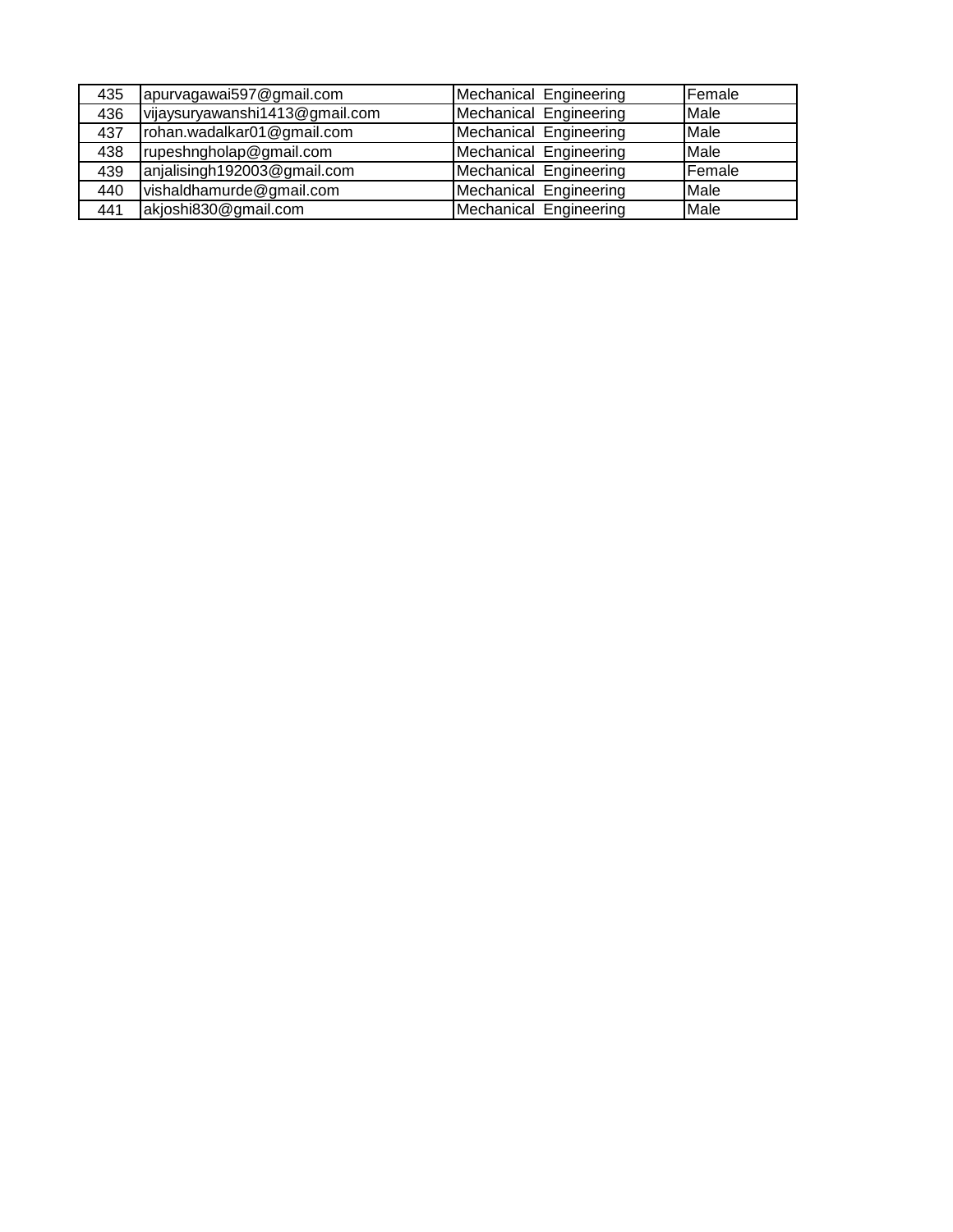| | | | |
|---|---|---|---|
| 435 | apurvagawai597@gmail.com | Mechanical Engineering | Female |
| 436 | vijaysuryawanshi1413@gmail.com | Mechanical Engineering | Male |
| 437 | rohan.wadalkar01@gmail.com | Mechanical Engineering | Male |
| 438 | rupeshngholap@gmail.com | Mechanical Engineering | Male |
| 439 | anjalisingh192003@gmail.com | Mechanical Engineering | Female |
| 440 | vishaldhamurde@gmail.com | Mechanical Engineering | Male |
| 441 | akjoshi830@gmail.com | Mechanical Engineering | Male |